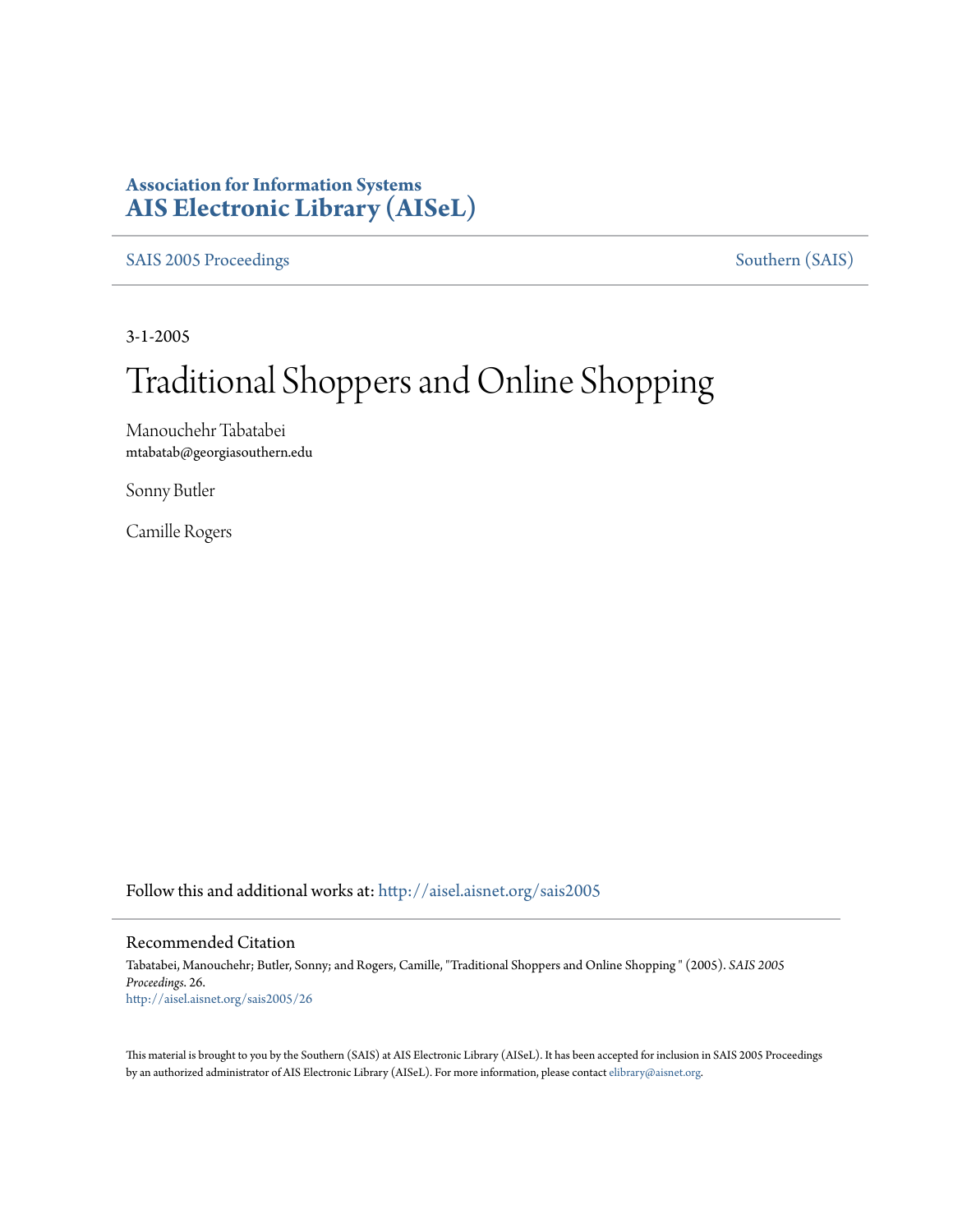**Association for Information Systems**
**AIS Electronic Library (AISeL)**

SAIS 2005 Proceedings — Southern (SAIS)

3-1-2005

# Traditional Shoppers and Online Shopping

Manouchehr Tabatabei
mtabatab@georgiasouthern.edu

Sonny Butler

Camille Rogers

Follow this and additional works at: http://aisel.aisnet.org/sais2005

## Recommended Citation

Tabatabei, Manouchehr; Butler, Sonny; and Rogers, Camille, "Traditional Shoppers and Online Shopping " (2005). *SAIS 2005 Proceedings*. 26.
http://aisel.aisnet.org/sais2005/26

This material is brought to you by the Southern (SAIS) at AIS Electronic Library (AISeL). It has been accepted for inclusion in SAIS 2005 Proceedings by an authorized administrator of AIS Electronic Library (AISeL). For more information, please contact elibrary@aisnet.org.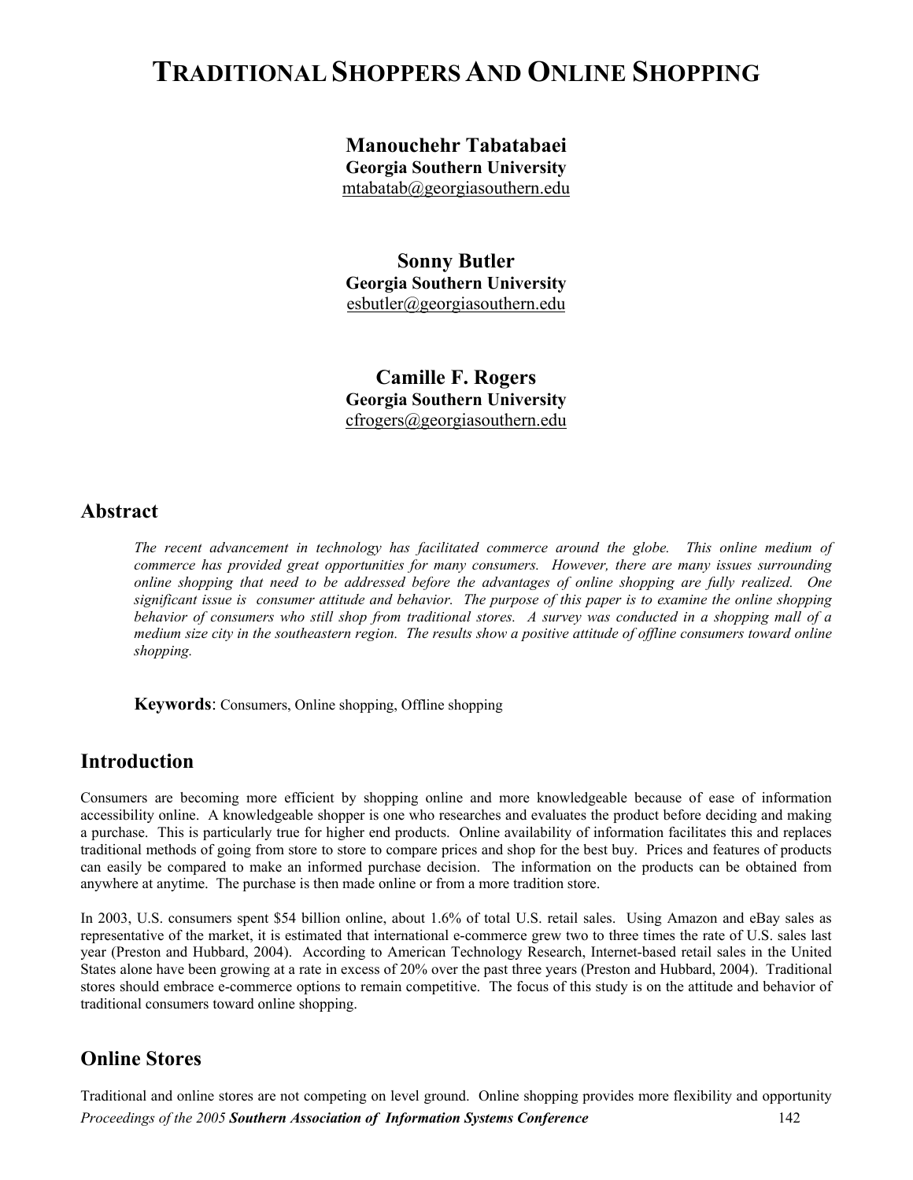# TRADITIONAL SHOPPERS AND ONLINE SHOPPING

**Manouchehr Tabatabaei**
**Georgia Southern University**
mtabatab@georgiasouthern.edu

**Sonny Butler**
**Georgia Southern University**
esbutler@georgiasouthern.edu

**Camille F. Rogers**
**Georgia Southern University**
cfrogers@georgiasouthern.edu

## Abstract

*The recent advancement in technology has facilitated commerce around the globe. This online medium of commerce has provided great opportunities for many consumers. However, there are many issues surrounding online shopping that need to be addressed before the advantages of online shopping are fully realized. One significant issue is consumer attitude and behavior. The purpose of this paper is to examine the online shopping behavior of consumers who still shop from traditional stores. A survey was conducted in a shopping mall of a medium size city in the southeastern region. The results show a positive attitude of offline consumers toward online shopping.*

**Keywords**: Consumers, Online shopping, Offline shopping

## Introduction

Consumers are becoming more efficient by shopping online and more knowledgeable because of ease of information accessibility online. A knowledgeable shopper is one who researches and evaluates the product before deciding and making a purchase. This is particularly true for higher end products. Online availability of information facilitates this and replaces traditional methods of going from store to store to compare prices and shop for the best buy. Prices and features of products can easily be compared to make an informed purchase decision. The information on the products can be obtained from anywhere at anytime. The purchase is then made online or from a more tradition store.

In 2003, U.S. consumers spent $54 billion online, about 1.6% of total U.S. retail sales. Using Amazon and eBay sales as representative of the market, it is estimated that international e-commerce grew two to three times the rate of U.S. sales last year (Preston and Hubbard, 2004). According to American Technology Research, Internet-based retail sales in the United States alone have been growing at a rate in excess of 20% over the past three years (Preston and Hubbard, 2004). Traditional stores should embrace e-commerce options to remain competitive. The focus of this study is on the attitude and behavior of traditional consumers toward online shopping.

## Online Stores

Traditional and online stores are not competing on level ground. Online shopping provides more flexibility and opportunity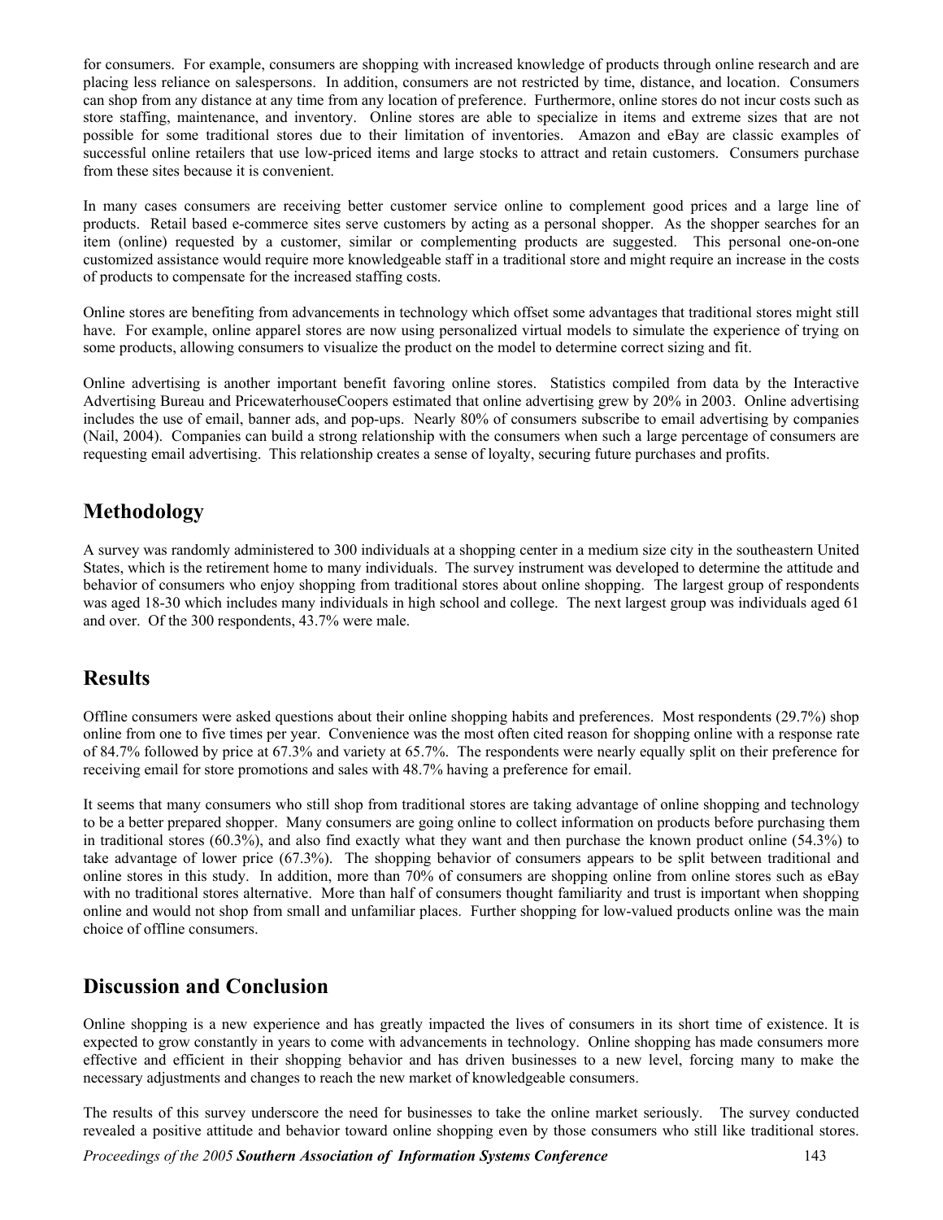for consumers. For example, consumers are shopping with increased knowledge of products through online research and are placing less reliance on salespersons. In addition, consumers are not restricted by time, distance, and location. Consumers can shop from any distance at any time from any location of preference. Furthermore, online stores do not incur costs such as store staffing, maintenance, and inventory. Online stores are able to specialize in items and extreme sizes that are not possible for some traditional stores due to their limitation of inventories. Amazon and eBay are classic examples of successful online retailers that use low-priced items and large stocks to attract and retain customers. Consumers purchase from these sites because it is convenient.

In many cases consumers are receiving better customer service online to complement good prices and a large line of products. Retail based e-commerce sites serve customers by acting as a personal shopper. As the shopper searches for an item (online) requested by a customer, similar or complementing products are suggested. This personal one-on-one customized assistance would require more knowledgeable staff in a traditional store and might require an increase in the costs of products to compensate for the increased staffing costs.

Online stores are benefiting from advancements in technology which offset some advantages that traditional stores might still have. For example, online apparel stores are now using personalized virtual models to simulate the experience of trying on some products, allowing consumers to visualize the product on the model to determine correct sizing and fit.

Online advertising is another important benefit favoring online stores. Statistics compiled from data by the Interactive Advertising Bureau and PricewaterhouseCoopers estimated that online advertising grew by 20% in 2003. Online advertising includes the use of email, banner ads, and pop-ups. Nearly 80% of consumers subscribe to email advertising by companies (Nail, 2004). Companies can build a strong relationship with the consumers when such a large percentage of consumers are requesting email advertising. This relationship creates a sense of loyalty, securing future purchases and profits.

## Methodology

A survey was randomly administered to 300 individuals at a shopping center in a medium size city in the southeastern United States, which is the retirement home to many individuals. The survey instrument was developed to determine the attitude and behavior of consumers who enjoy shopping from traditional stores about online shopping. The largest group of respondents was aged 18-30 which includes many individuals in high school and college. The next largest group was individuals aged 61 and over. Of the 300 respondents, 43.7% were male.

## Results

Offline consumers were asked questions about their online shopping habits and preferences. Most respondents (29.7%) shop online from one to five times per year. Convenience was the most often cited reason for shopping online with a response rate of 84.7% followed by price at 67.3% and variety at 65.7%. The respondents were nearly equally split on their preference for receiving email for store promotions and sales with 48.7% having a preference for email.

It seems that many consumers who still shop from traditional stores are taking advantage of online shopping and technology to be a better prepared shopper. Many consumers are going online to collect information on products before purchasing them in traditional stores (60.3%), and also find exactly what they want and then purchase the known product online (54.3%) to take advantage of lower price (67.3%). The shopping behavior of consumers appears to be split between traditional and online stores in this study. In addition, more than 70% of consumers are shopping online from online stores such as eBay with no traditional stores alternative. More than half of consumers thought familiarity and trust is important when shopping online and would not shop from small and unfamiliar places. Further shopping for low-valued products online was the main choice of offline consumers.

## Discussion and Conclusion

Online shopping is a new experience and has greatly impacted the lives of consumers in its short time of existence. It is expected to grow constantly in years to come with advancements in technology. Online shopping has made consumers more effective and efficient in their shopping behavior and has driven businesses to a new level, forcing many to make the necessary adjustments and changes to reach the new market of knowledgeable consumers.

The results of this survey underscore the need for businesses to take the online market seriously. The survey conducted revealed a positive attitude and behavior toward online shopping even by those consumers who still like traditional stores.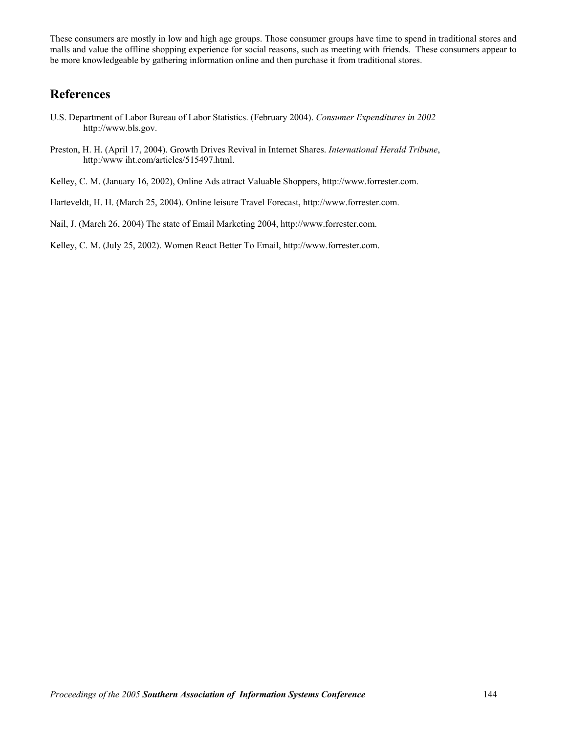These consumers are mostly in low and high age groups. Those consumer groups have time to spend in traditional stores and malls and value the offline shopping experience for social reasons, such as meeting with friends. These consumers appear to be more knowledgeable by gathering information online and then purchase it from traditional stores.

## References

U.S. Department of Labor Bureau of Labor Statistics. (February 2004). *Consumer Expenditures in 2002* http://www.bls.gov.

Preston, H. H. (April 17, 2004). Growth Drives Revival in Internet Shares. *International Herald Tribune*, http:/www iht.com/articles/515497.html.

Kelley, C. M. (January 16, 2002), Online Ads attract Valuable Shoppers, http://www.forrester.com.

Harteveldt, H. H. (March 25, 2004). Online leisure Travel Forecast, http://www.forrester.com.

Nail, J. (March 26, 2004) The state of Email Marketing 2004, http://www.forrester.com.

Kelley, C. M. (July 25, 2002). Women React Better To Email, http://www.forrester.com.